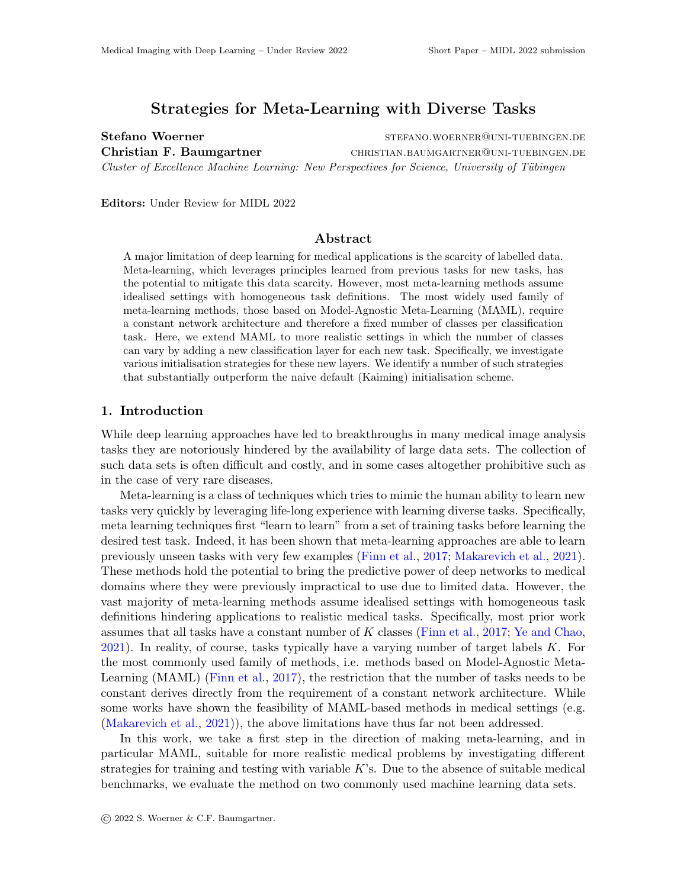# Strategies for Meta-Learning with Diverse Tasks

**Stefano Woerner** STEFANO.WOERNER@UNI-TUEBINGEN.DE
**Christian F. Baumgartner** CHRISTIAN.BAUMGARTNER@UNI-TUEBINGEN.DE
*Cluster of Excellence Machine Learning: New Perspectives for Science, University of Tübingen*

**Editors:** Under Review for MIDL 2022

## Abstract

A major limitation of deep learning for medical applications is the scarcity of labelled data. Meta-learning, which leverages principles learned from previous tasks for new tasks, has the potential to mitigate this data scarcity. However, most meta-learning methods assume idealised settings with homogeneous task definitions. The most widely used family of meta-learning methods, those based on Model-Agnostic Meta-Learning (MAML), require a constant network architecture and therefore a fixed number of classes per classification task. Here, we extend MAML to more realistic settings in which the number of classes can vary by adding a new classification layer for each new task. Specifically, we investigate various initialisation strategies for these new layers. We identify a number of such strategies that substantially outperform the naive default (Kaiming) initialisation scheme.

## 1. Introduction

While deep learning approaches have led to breakthroughs in many medical image analysis tasks they are notoriously hindered by the availability of large data sets. The collection of such data sets is often difficult and costly, and in some cases altogether prohibitive such as in the case of very rare diseases.

Meta-learning is a class of techniques which tries to mimic the human ability to learn new tasks very quickly by leveraging life-long experience with learning diverse tasks. Specifically, meta learning techniques first "learn to learn" from a set of training tasks before learning the desired test task. Indeed, it has been shown that meta-learning approaches are able to learn previously unseen tasks with very few examples (Finn et al., 2017; Makarevich et al., 2021). These methods hold the potential to bring the predictive power of deep networks to medical domains where they were previously impractical to use due to limited data. However, the vast majority of meta-learning methods assume idealised settings with homogeneous task definitions hindering applications to realistic medical tasks. Specifically, most prior work assumes that all tasks have a constant number of $K$ classes (Finn et al., 2017; Ye and Chao, 2021). In reality, of course, tasks typically have a varying number of target labels $K$. For the most commonly used family of methods, i.e. methods based on Model-Agnostic Meta-Learning (MAML) (Finn et al., 2017), the restriction that the number of tasks needs to be constant derives directly from the requirement of a constant network architecture. While some works have shown the feasibility of MAML-based methods in medical settings (e.g. (Makarevich et al., 2021)), the above limitations have thus far not been addressed.

In this work, we take a first step in the direction of making meta-learning, and in particular MAML, suitable for more realistic medical problems by investigating different strategies for training and testing with variable $K$'s. Due to the absence of suitable medical benchmarks, we evaluate the method on two commonly used machine learning data sets.

© 2022 S. Woerner & C.F. Baumgartner.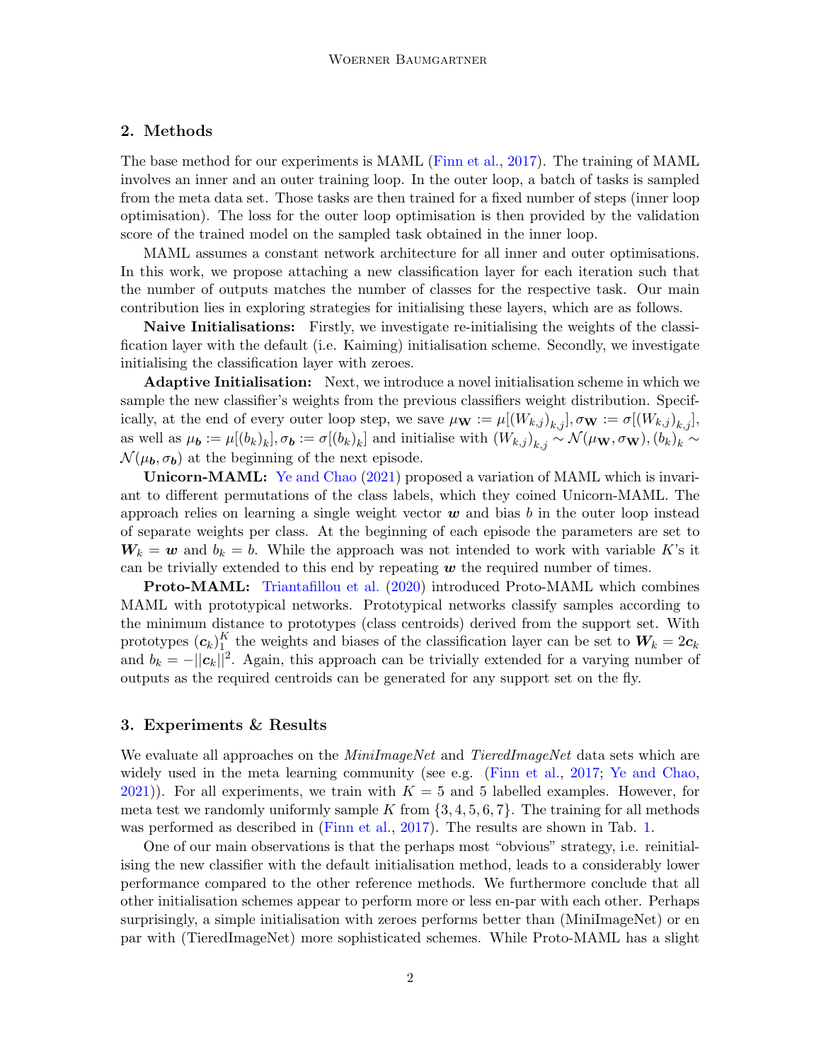## 2. Methods

The base method for our experiments is MAML (Finn et al., 2017). The training of MAML involves an inner and an outer training loop. In the outer loop, a batch of tasks is sampled from the meta data set. Those tasks are then trained for a fixed number of steps (inner loop optimisation). The loss for the outer loop optimisation is then provided by the validation score of the trained model on the sampled task obtained in the inner loop.

MAML assumes a constant network architecture for all inner and outer optimisations. In this work, we propose attaching a new classification layer for each iteration such that the number of outputs matches the number of classes for the respective task. Our main contribution lies in exploring strategies for initialising these layers, which are as follows.

**Naive Initialisations:** Firstly, we investigate re-initialising the weights of the classification layer with the default (i.e. Kaiming) initialisation scheme. Secondly, we investigate initialising the classification layer with zeroes.

**Adaptive Initialisation:** Next, we introduce a novel initialisation scheme in which we sample the new classifier's weights from the previous classifiers weight distribution. Specifically, at the end of every outer loop step, we save $\mu_{\mathbf{W}} := \mu[(W_{k,j})_{k,j}], \sigma_{\mathbf{W}} := \sigma[(W_{k,j})_{k,j}]$, as well as $\mu_{\boldsymbol{b}} := \mu[(b_k)_k], \sigma_{\boldsymbol{b}} := \sigma[(b_k)_k]$ and initialise with $(W_{k,j})_{k,j} \sim \mathcal{N}(\mu_{\mathbf{W}}, \sigma_{\mathbf{W}}), (b_k)_k \sim \mathcal{N}(\mu_{\boldsymbol{b}}, \sigma_{\boldsymbol{b}})$ at the beginning of the next episode.

**Unicorn-MAML:** Ye and Chao (2021) proposed a variation of MAML which is invariant to different permutations of the class labels, which they coined Unicorn-MAML. The approach relies on learning a single weight vector $\boldsymbol{w}$ and bias $b$ in the outer loop instead of separate weights per class. At the beginning of each episode the parameters are set to $\boldsymbol{W}_k = \boldsymbol{w}$ and $b_k = b$. While the approach was not intended to work with variable $K$'s it can be trivially extended to this end by repeating $\boldsymbol{w}$ the required number of times.

**Proto-MAML:** Triantafillou et al. (2020) introduced Proto-MAML which combines MAML with prototypical networks. Prototypical networks classify samples according to the minimum distance to prototypes (class centroids) derived from the support set. With prototypes $(\boldsymbol{c}_k)_1^K$ the weights and biases of the classification layer can be set to $\boldsymbol{W}_k = 2\boldsymbol{c}_k$ and $b_k = -||\boldsymbol{c}_k||^2$. Again, this approach can be trivially extended for a varying number of outputs as the required centroids can be generated for any support set on the fly.

## 3. Experiments & Results

We evaluate all approaches on the *MiniImageNet* and *TieredImageNet* data sets which are widely used in the meta learning community (see e.g. (Finn et al., 2017; Ye and Chao, 2021)). For all experiments, we train with $K = 5$ and 5 labelled examples. However, for meta test we randomly uniformly sample $K$ from $\{3, 4, 5, 6, 7\}$. The training for all methods was performed as described in (Finn et al., 2017). The results are shown in Tab. 1.

One of our main observations is that the perhaps most "obvious" strategy, i.e. reinitialising the new classifier with the default initialisation method, leads to a considerably lower performance compared to the other reference methods. We furthermore conclude that all other initialisation schemes appear to perform more or less en-par with each other. Perhaps surprisingly, a simple initialisation with zeroes performs better than (MiniImageNet) or en par with (TieredImageNet) more sophisticated schemes. While Proto-MAML has a slight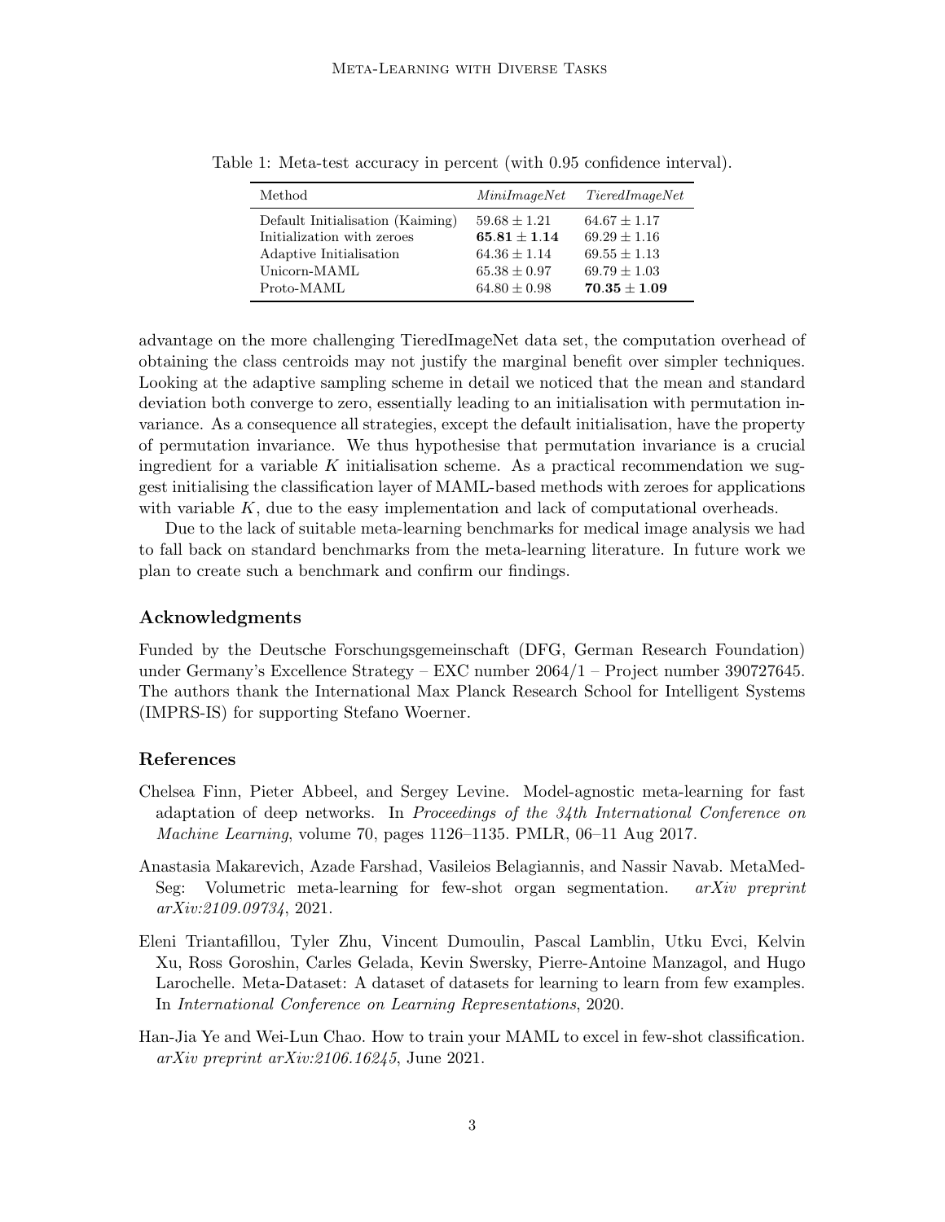Table 1: Meta-test accuracy in percent (with 0.95 confidence interval).

| Method | *MiniImageNet* | *TieredImageNet* |
|---|---|---|
| Default Initialisation (Kaiming) | $59.68 \pm 1.21$ | $64.67 \pm 1.17$ |
| Initialization with zeroes | $\mathbf{65.81 \pm 1.14}$ | $69.29 \pm 1.16$ |
| Adaptive Initialisation | $64.36 \pm 1.14$ | $69.55 \pm 1.13$ |
| Unicorn-MAML | $65.38 \pm 0.97$ | $69.79 \pm 1.03$ |
| Proto-MAML | $64.80 \pm 0.98$ | $\mathbf{70.35 \pm 1.09}$ |

advantage on the more challenging TieredImageNet data set, the computation overhead of obtaining the class centroids may not justify the marginal benefit over simpler techniques. Looking at the adaptive sampling scheme in detail we noticed that the mean and standard deviation both converge to zero, essentially leading to an initialisation with permutation invariance. As a consequence all strategies, except the default initialisation, have the property of permutation invariance. We thus hypothesise that permutation invariance is a crucial ingredient for a variable $K$ initialisation scheme. As a practical recommendation we suggest initialising the classification layer of MAML-based methods with zeroes for applications with variable $K$, due to the easy implementation and lack of computational overheads.

Due to the lack of suitable meta-learning benchmarks for medical image analysis we had to fall back on standard benchmarks from the meta-learning literature. In future work we plan to create such a benchmark and confirm our findings.

## Acknowledgments

Funded by the Deutsche Forschungsgemeinschaft (DFG, German Research Foundation) under Germany's Excellence Strategy – EXC number 2064/1 – Project number 390727645. The authors thank the International Max Planck Research School for Intelligent Systems (IMPRS-IS) for supporting Stefano Woerner.

## References

Chelsea Finn, Pieter Abbeel, and Sergey Levine. Model-agnostic meta-learning for fast adaptation of deep networks. In *Proceedings of the 34th International Conference on Machine Learning*, volume 70, pages 1126–1135. PMLR, 06–11 Aug 2017.

Anastasia Makarevich, Azade Farshad, Vasileios Belagiannis, and Nassir Navab. MetaMed-Seg: Volumetric meta-learning for few-shot organ segmentation. *arXiv preprint arXiv:2109.09734*, 2021.

Eleni Triantafillou, Tyler Zhu, Vincent Dumoulin, Pascal Lamblin, Utku Evci, Kelvin Xu, Ross Goroshin, Carles Gelada, Kevin Swersky, Pierre-Antoine Manzagol, and Hugo Larochelle. Meta-Dataset: A dataset of datasets for learning to learn from few examples. In *International Conference on Learning Representations*, 2020.

Han-Jia Ye and Wei-Lun Chao. How to train your MAML to excel in few-shot classification. *arXiv preprint arXiv:2106.16245*, June 2021.